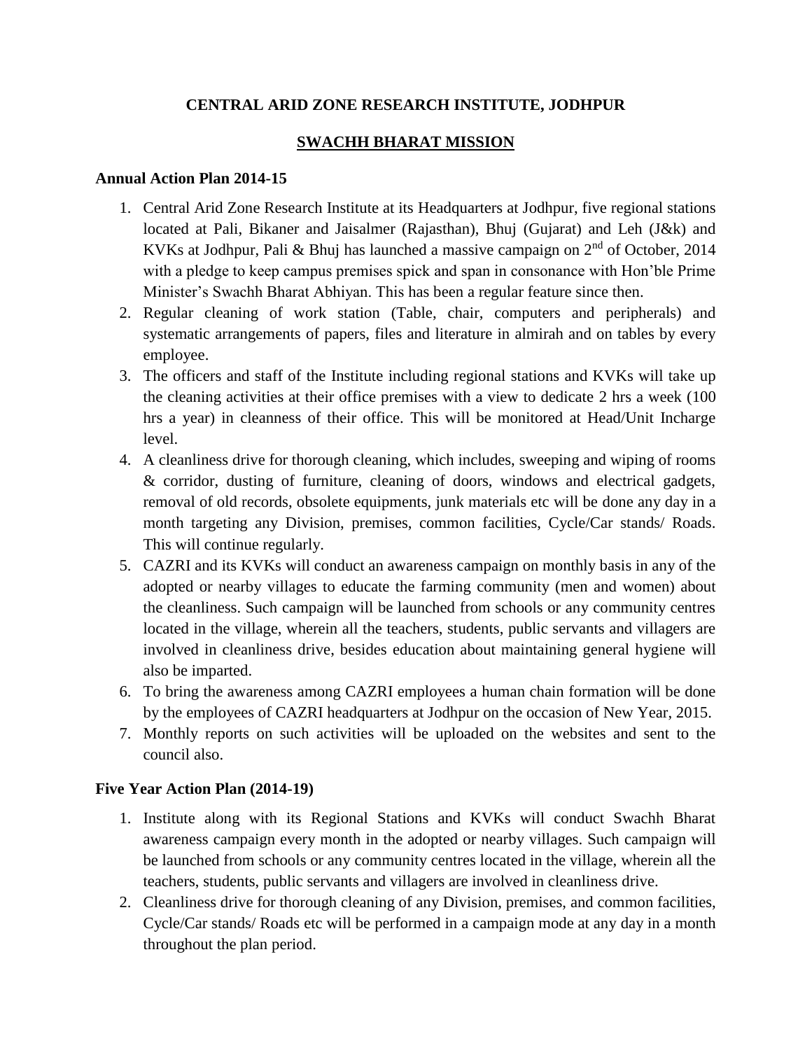# CENTRAL ARID ZONE RESEARCH INSTITUTE, JODHPUR

## SWACHH BHARAT MISSION

### Annual Action Plan 2014-15

1. Central Arid Zone Research Institute at its Headquarters at Jodhpur, five regional stations located at Pali, Bikaner and Jaisalmer (Rajasthan), Bhuj (Gujarat) and Leh (J&k) and KVKs at Jodhpur, Pali & Bhuj has launched a massive campaign on 2nd of October, 2014 with a pledge to keep campus premises spick and span in consonance with Hon'ble Prime Minister's Swachh Bharat Abhiyan. This has been a regular feature since then.
2. Regular cleaning of work station (Table, chair, computers and peripherals) and systematic arrangements of papers, files and literature in almirah and on tables by every employee.
3. The officers and staff of the Institute including regional stations and KVKs will take up the cleaning activities at their office premises with a view to dedicate 2 hrs a week (100 hrs a year) in cleanness of their office. This will be monitored at Head/Unit Incharge level.
4. A cleanliness drive for thorough cleaning, which includes, sweeping and wiping of rooms & corridor, dusting of furniture, cleaning of doors, windows and electrical gadgets, removal of old records, obsolete equipments, junk materials etc will be done any day in a month targeting any Division, premises, common facilities, Cycle/Car stands/ Roads. This will continue regularly.
5. CAZRI and its KVKs will conduct an awareness campaign on monthly basis in any of the adopted or nearby villages to educate the farming community (men and women) about the cleanliness. Such campaign will be launched from schools or any community centres located in the village, wherein all the teachers, students, public servants and villagers are involved in cleanliness drive, besides education about maintaining general hygiene will also be imparted.
6. To bring the awareness among CAZRI employees a human chain formation will be done by the employees of CAZRI headquarters at Jodhpur on the occasion of New Year, 2015.
7. Monthly reports on such activities will be uploaded on the websites and sent to the council also.

### Five Year Action Plan (2014-19)

1. Institute along with its Regional Stations and KVKs will conduct Swachh Bharat awareness campaign every month in the adopted or nearby villages. Such campaign will be launched from schools or any community centres located in the village, wherein all the teachers, students, public servants and villagers are involved in cleanliness drive.
2. Cleanliness drive for thorough cleaning of any Division, premises, and common facilities, Cycle/Car stands/ Roads etc will be performed in a campaign mode at any day in a month throughout the plan period.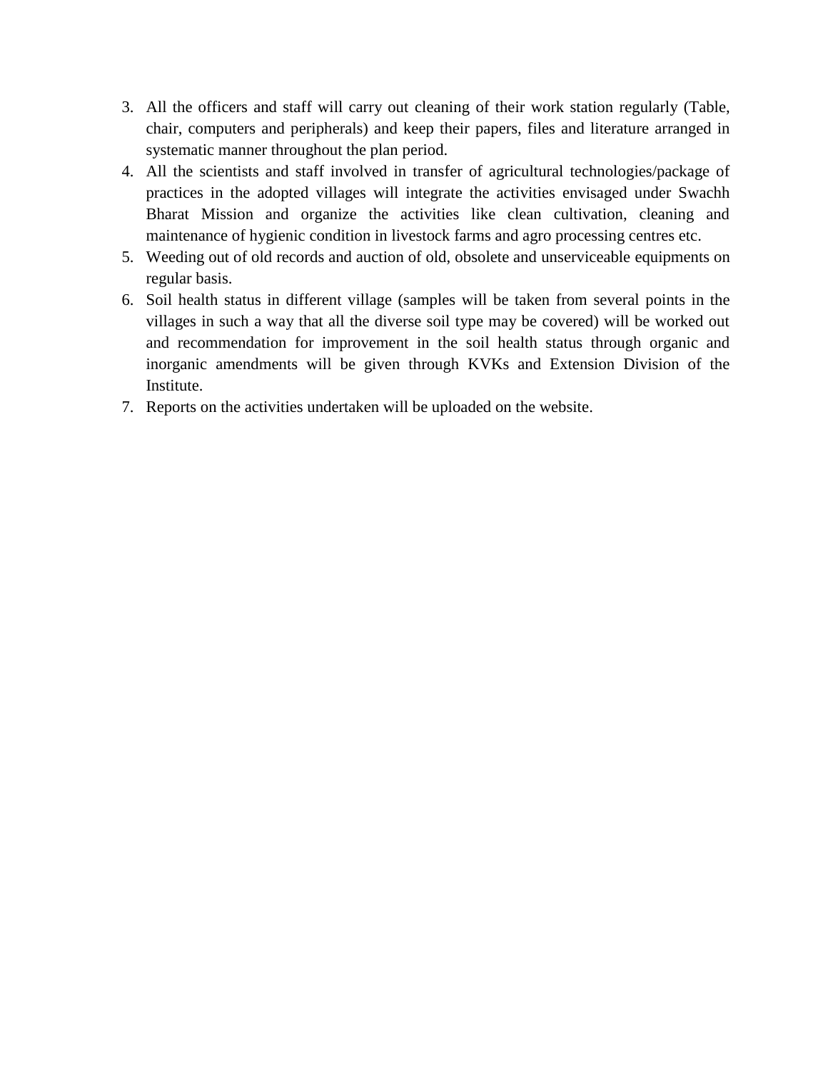3. All the officers and staff will carry out cleaning of their work station regularly (Table, chair, computers and peripherals) and keep their papers, files and literature arranged in systematic manner throughout the plan period.
4. All the scientists and staff involved in transfer of agricultural technologies/package of practices in the adopted villages will integrate the activities envisaged under Swachh Bharat Mission and organize the activities like clean cultivation, cleaning and maintenance of hygienic condition in livestock farms and agro processing centres etc.
5. Weeding out of old records and auction of old, obsolete and unserviceable equipments on regular basis.
6. Soil health status in different village (samples will be taken from several points in the villages in such a way that all the diverse soil type may be covered) will be worked out and recommendation for improvement in the soil health status through organic and inorganic amendments will be given through KVKs and Extension Division of the Institute.
7. Reports on the activities undertaken will be uploaded on the website.